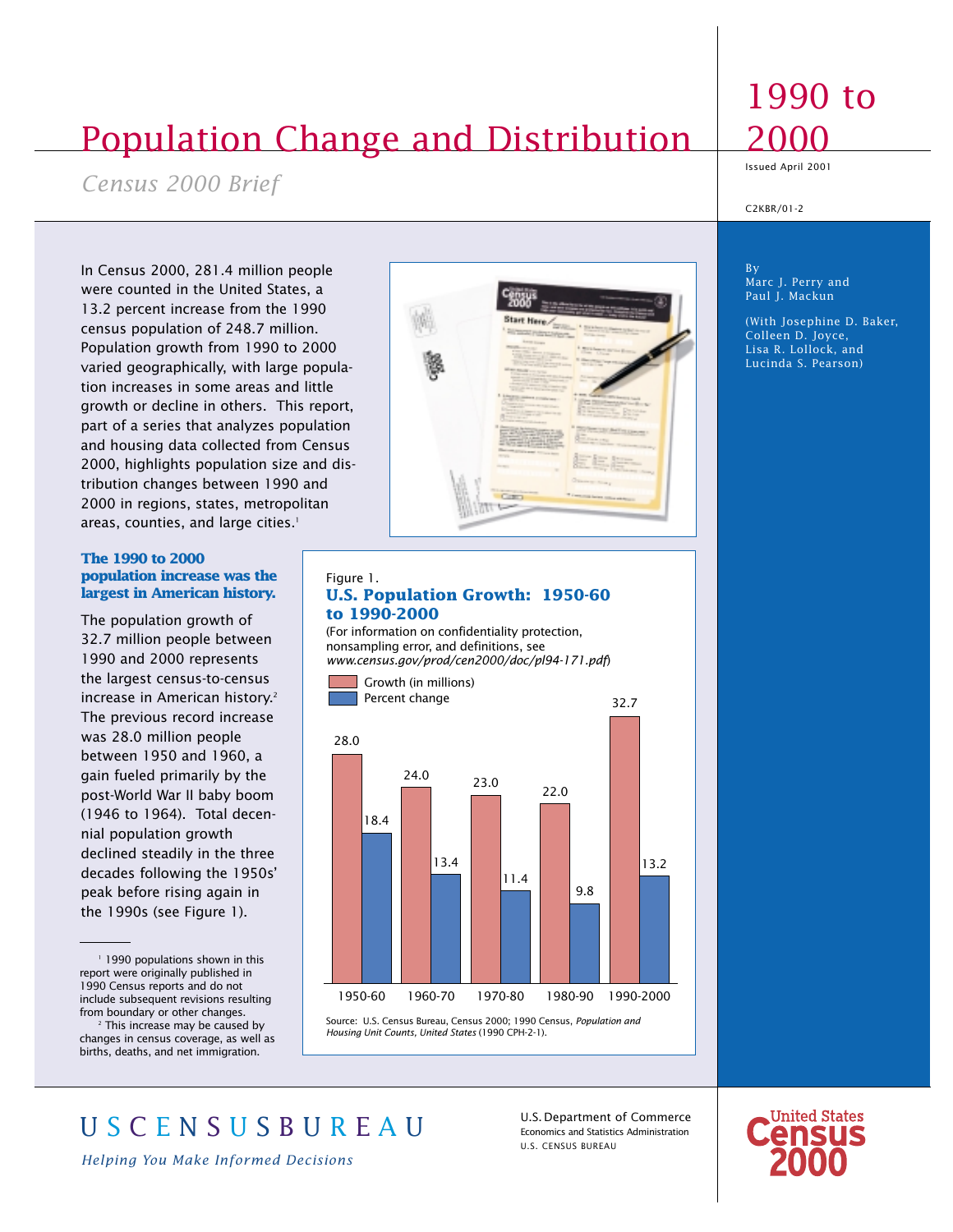# Population Change and Distribution

## 1990 to 2000

*Census 2000 Brief*

Issued April 2001

C2KBR/01-2

By
Marc J. Perry and
Paul J. Mackun

(With Josephine D. Baker,
Colleen D. Joyce,
Lisa R. Lollock, and
Lucinda S. Pearson)

In Census 2000, 281.4 million people were counted in the United States, a 13.2 percent increase from the 1990 census population of 248.7 million. Population growth from 1990 to 2000 varied geographically, with large population increases in some areas and little growth or decline in others. This report, part of a series that analyzes population and housing data collected from Census 2000, highlights population size and distribution changes between 1990 and 2000 in regions, states, metropolitan areas, counties, and large cities.[1]

### The 1990 to 2000 population increase was the largest in American history.

The population growth of 32.7 million people between 1990 and 2000 represents the largest census-to-census increase in American history.[2] The previous record increase was 28.0 million people between 1950 and 1960, a gain fueled primarily by the post-World War II baby boom (1946 to 1964). Total decennial population growth declined steadily in the three decades following the 1950s' peak before rising again in the 1990s (see Figure 1).

Figure 1.
**U.S. Population Growth: 1950-60 to 1990-2000**

(For information on confidentiality protection, nonsampling error, and definitions, see *www.census.gov/prod/cen2000/doc/pl94-171.pdf*)

| | Growth (in millions) | Percent change |
|---|---|---|
| 1950-60 | 28.0 | 18.4 |
| 1960-70 | 24.0 | 13.4 |
| 1970-80 | 23.0 | 11.4 |
| 1980-90 | 22.0 | 9.8 |
| 1990-2000 | 32.7 | 13.2 |

Source: U.S. Census Bureau, Census 2000; 1990 Census, *Population and Housing Unit Counts, United States* (1990 CPH-2-1).

[1] 1990 populations shown in this report were originally published in 1990 Census reports and do not include subsequent revisions resulting from boundary or other changes.

[2] This increase may be caused by changes in census coverage, as well as births, deaths, and net immigration.

USCENSUSBUREAU

*Helping You Make Informed Decisions*

U.S. Department of Commerce
Economics and Statistics Administration
U.S. CENSUS BUREAU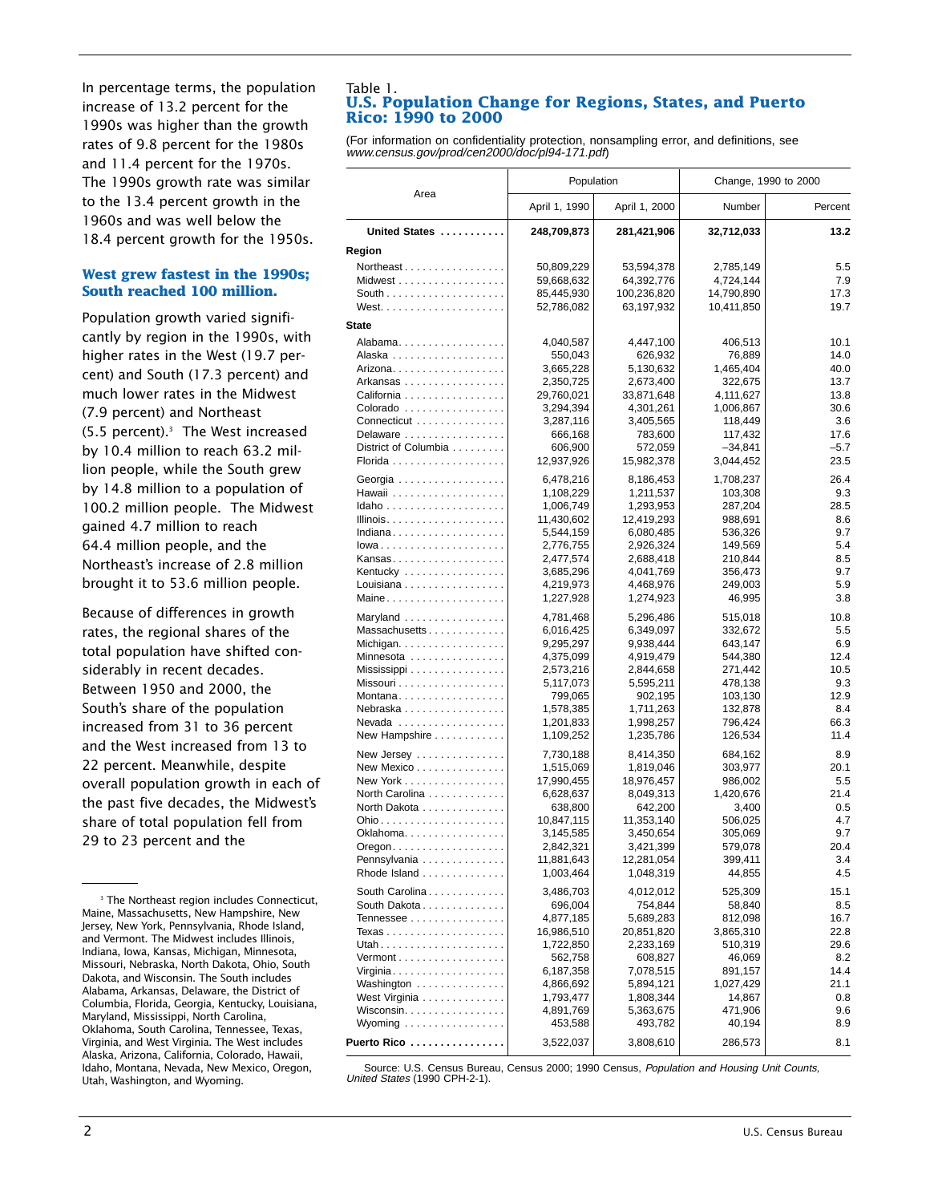In percentage terms, the population increase of 13.2 percent for the 1990s was higher than the growth rates of 9.8 percent for the 1980s and 11.4 percent for the 1970s. The 1990s growth rate was similar to the 13.4 percent growth in the 1960s and was well below the 18.4 percent growth for the 1950s.

## West grew fastest in the 1990s; South reached 100 million.

Population growth varied significantly by region in the 1990s, with higher rates in the West (19.7 percent) and South (17.3 percent) and much lower rates in the Midwest (7.9 percent) and Northeast (5.5 percent).[3] The West increased by 10.4 million to reach 63.2 million people, while the South grew by 14.8 million to a population of 100.2 million people. The Midwest gained 4.7 million to reach 64.4 million people, and the Northeast's increase of 2.8 million brought it to 53.6 million people.

Because of differences in growth rates, the regional shares of the total population have shifted considerably in recent decades. Between 1950 and 2000, the South's share of the population increased from 31 to 36 percent and the West increased from 13 to 22 percent. Meanwhile, despite overall population growth in each of the past five decades, the Midwest's share of total population fell from 29 to 23 percent and the

[3] The Northeast region includes Connecticut, Maine, Massachusetts, New Hampshire, New Jersey, New York, Pennsylvania, Rhode Island, and Vermont. The Midwest includes Illinois, Indiana, Iowa, Kansas, Michigan, Minnesota, Missouri, Nebraska, North Dakota, Ohio, South Dakota, and Wisconsin. The South includes Alabama, Arkansas, Delaware, the District of Columbia, Florida, Georgia, Kentucky, Louisiana, Maryland, Mississippi, North Carolina, Oklahoma, South Carolina, Tennessee, Texas, Virginia, and West Virginia. The West includes Alaska, Arizona, California, Colorado, Hawaii, Idaho, Montana, Nevada, New Mexico, Oregon, Utah, Washington, and Wyoming.

Table 1.
**U.S. Population Change for Regions, States, and Puerto Rico: 1990 to 2000**

(For information on confidentiality protection, nonsampling error, and definitions, see *www.census.gov/prod/cen2000/doc/pl94-171.pdf*)

| Area | Population | | Change, 1990 to 2000 | |
|---|---|---|---|---|
| | April 1, 1990 | April 1, 2000 | Number | Percent |
| **United States** | **248,709,873** | **281,421,906** | **32,712,033** | **13.2** |
| **Region** | | | | |
| Northeast | 50,809,229 | 53,594,378 | 2,785,149 | 5.5 |
| Midwest | 59,668,632 | 64,392,776 | 4,724,144 | 7.9 |
| South | 85,445,930 | 100,236,820 | 14,790,890 | 17.3 |
| West | 52,786,082 | 63,197,932 | 10,411,850 | 19.7 |
| **State** | | | | |
| Alabama | 4,040,587 | 4,447,100 | 406,513 | 10.1 |
| Alaska | 550,043 | 626,932 | 76,889 | 14.0 |
| Arizona | 3,665,228 | 5,130,632 | 1,465,404 | 40.0 |
| Arkansas | 2,350,725 | 2,673,400 | 322,675 | 13.7 |
| California | 29,760,021 | 33,871,648 | 4,111,627 | 13.8 |
| Colorado | 3,294,394 | 4,301,261 | 1,006,867 | 30.6 |
| Connecticut | 3,287,116 | 3,405,565 | 118,449 | 3.6 |
| Delaware | 666,168 | 783,600 | 117,432 | 17.6 |
| District of Columbia | 606,900 | 572,059 | –34,841 | –5.7 |
| Florida | 12,937,926 | 15,982,378 | 3,044,452 | 23.5 |
| Georgia | 6,478,216 | 8,186,453 | 1,708,237 | 26.4 |
| Hawaii | 1,108,229 | 1,211,537 | 103,308 | 9.3 |
| Idaho | 1,006,749 | 1,293,953 | 287,204 | 28.5 |
| Illinois | 11,430,602 | 12,419,293 | 988,691 | 8.6 |
| Indiana | 5,544,159 | 6,080,485 | 536,326 | 9.7 |
| Iowa | 2,776,755 | 2,926,324 | 149,569 | 5.4 |
| Kansas | 2,477,574 | 2,688,418 | 210,844 | 8.5 |
| Kentucky | 3,685,296 | 4,041,769 | 356,473 | 9.7 |
| Louisiana | 4,219,973 | 4,468,976 | 249,003 | 5.9 |
| Maine | 1,227,928 | 1,274,923 | 46,995 | 3.8 |
| Maryland | 4,781,468 | 5,296,486 | 515,018 | 10.8 |
| Massachusetts | 6,016,425 | 6,349,097 | 332,672 | 5.5 |
| Michigan | 9,295,297 | 9,938,444 | 643,147 | 6.9 |
| Minnesota | 4,375,099 | 4,919,479 | 544,380 | 12.4 |
| Mississippi | 2,573,216 | 2,844,658 | 271,442 | 10.5 |
| Missouri | 5,117,073 | 5,595,211 | 478,138 | 9.3 |
| Montana | 799,065 | 902,195 | 103,130 | 12.9 |
| Nebraska | 1,578,385 | 1,711,263 | 132,878 | 8.4 |
| Nevada | 1,201,833 | 1,998,257 | 796,424 | 66.3 |
| New Hampshire | 1,109,252 | 1,235,786 | 126,534 | 11.4 |
| New Jersey | 7,730,188 | 8,414,350 | 684,162 | 8.9 |
| New Mexico | 1,515,069 | 1,819,046 | 303,977 | 20.1 |
| New York | 17,990,455 | 18,976,457 | 986,002 | 5.5 |
| North Carolina | 6,628,637 | 8,049,313 | 1,420,676 | 21.4 |
| North Dakota | 638,800 | 642,200 | 3,400 | 0.5 |
| Ohio | 10,847,115 | 11,353,140 | 506,025 | 4.7 |
| Oklahoma | 3,145,585 | 3,450,654 | 305,069 | 9.7 |
| Oregon | 2,842,321 | 3,421,399 | 579,078 | 20.4 |
| Pennsylvania | 11,881,643 | 12,281,054 | 399,411 | 3.4 |
| Rhode Island | 1,003,464 | 1,048,319 | 44,855 | 4.5 |
| South Carolina | 3,486,703 | 4,012,012 | 525,309 | 15.1 |
| South Dakota | 696,004 | 754,844 | 58,840 | 8.5 |
| Tennessee | 4,877,185 | 5,689,283 | 812,098 | 16.7 |
| Texas | 16,986,510 | 20,851,820 | 3,865,310 | 22.8 |
| Utah | 1,722,850 | 2,233,169 | 510,319 | 29.6 |
| Vermont | 562,758 | 608,827 | 46,069 | 8.2 |
| Virginia | 6,187,358 | 7,078,515 | 891,157 | 14.4 |
| Washington | 4,866,692 | 5,894,121 | 1,027,429 | 21.1 |
| West Virginia | 1,793,477 | 1,808,344 | 14,867 | 0.8 |
| Wisconsin | 4,891,769 | 5,363,675 | 471,906 | 9.6 |
| Wyoming | 453,588 | 493,782 | 40,194 | 8.9 |
| **Puerto Rico** | 3,522,037 | 3,808,610 | 286,573 | 8.1 |

Source: U.S. Census Bureau, Census 2000; 1990 Census, *Population and Housing Unit Counts, United States* (1990 CPH-2-1).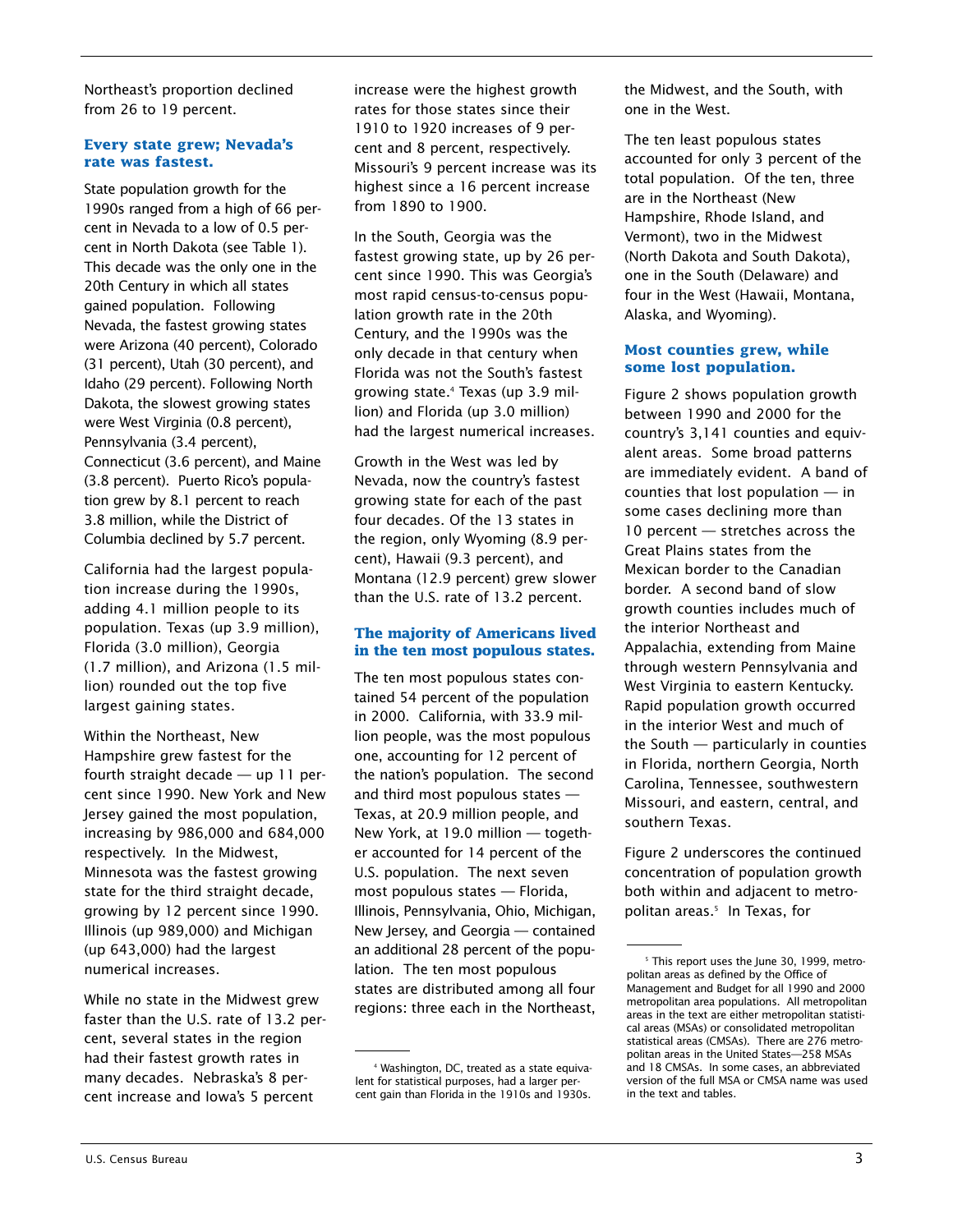Northeast's proportion declined from 26 to 19 percent.

### Every state grew; Nevada's rate was fastest.

State population growth for the 1990s ranged from a high of 66 percent in Nevada to a low of 0.5 percent in North Dakota (see Table 1). This decade was the only one in the 20th Century in which all states gained population. Following Nevada, the fastest growing states were Arizona (40 percent), Colorado (31 percent), Utah (30 percent), and Idaho (29 percent). Following North Dakota, the slowest growing states were West Virginia (0.8 percent), Pennsylvania (3.4 percent), Connecticut (3.6 percent), and Maine (3.8 percent). Puerto Rico's population grew by 8.1 percent to reach 3.8 million, while the District of Columbia declined by 5.7 percent.

California had the largest population increase during the 1990s, adding 4.1 million people to its population. Texas (up 3.9 million), Florida (3.0 million), Georgia (1.7 million), and Arizona (1.5 million) rounded out the top five largest gaining states.

Within the Northeast, New Hampshire grew fastest for the fourth straight decade — up 11 percent since 1990. New York and New Jersey gained the most population, increasing by 986,000 and 684,000 respectively. In the Midwest, Minnesota was the fastest growing state for the third straight decade, growing by 12 percent since 1990. Illinois (up 989,000) and Michigan (up 643,000) had the largest numerical increases.

While no state in the Midwest grew faster than the U.S. rate of 13.2 percent, several states in the region had their fastest growth rates in many decades. Nebraska's 8 percent increase and Iowa's 5 percent increase were the highest growth rates for those states since their 1910 to 1920 increases of 9 percent and 8 percent, respectively. Missouri's 9 percent increase was its highest since a 16 percent increase from 1890 to 1900.

In the South, Georgia was the fastest growing state, up by 26 percent since 1990. This was Georgia's most rapid census-to-census population growth rate in the 20th Century, and the 1990s was the only decade in that century when Florida was not the South's fastest growing state.[4] Texas (up 3.9 million) and Florida (up 3.0 million) had the largest numerical increases.

Growth in the West was led by Nevada, now the country's fastest growing state for each of the past four decades. Of the 13 states in the region, only Wyoming (8.9 percent), Hawaii (9.3 percent), and Montana (12.9 percent) grew slower than the U.S. rate of 13.2 percent.

### The majority of Americans lived in the ten most populous states.

The ten most populous states contained 54 percent of the population in 2000. California, with 33.9 million people, was the most populous one, accounting for 12 percent of the nation's population. The second and third most populous states — Texas, at 20.9 million people, and New York, at 19.0 million — together accounted for 14 percent of the U.S. population. The next seven most populous states — Florida, Illinois, Pennsylvania, Ohio, Michigan, New Jersey, and Georgia — contained an additional 28 percent of the population. The ten most populous states are distributed among all four regions: three each in the Northeast, the Midwest, and the South, with one in the West.

The ten least populous states accounted for only 3 percent of the total population. Of the ten, three are in the Northeast (New Hampshire, Rhode Island, and Vermont), two in the Midwest (North Dakota and South Dakota), one in the South (Delaware) and four in the West (Hawaii, Montana, Alaska, and Wyoming).

### Most counties grew, while some lost population.

Figure 2 shows population growth between 1990 and 2000 for the country's 3,141 counties and equivalent areas. Some broad patterns are immediately evident. A band of counties that lost population — in some cases declining more than 10 percent — stretches across the Great Plains states from the Mexican border to the Canadian border. A second band of slow growth counties includes much of the interior Northeast and Appalachia, extending from Maine through western Pennsylvania and West Virginia to eastern Kentucky. Rapid population growth occurred in the interior West and much of the South — particularly in counties in Florida, northern Georgia, North Carolina, Tennessee, southwestern Missouri, and eastern, central, and southern Texas.

Figure 2 underscores the continued concentration of population growth both within and adjacent to metropolitan areas.[5] In Texas, for

[4] Washington, DC, treated as a state equivalent for statistical purposes, had a larger percent gain than Florida in the 1910s and 1930s.

[5] This report uses the June 30, 1999, metropolitan areas as defined by the Office of Management and Budget for all 1990 and 2000 metropolitan area populations. All metropolitan areas in the text are either metropolitan statistical areas (MSAs) or consolidated metropolitan statistical areas (CMSAs). There are 276 metropolitan areas in the United States—258 MSAs and 18 CMSAs. In some cases, an abbreviated version of the full MSA or CMSA name was used in the text and tables.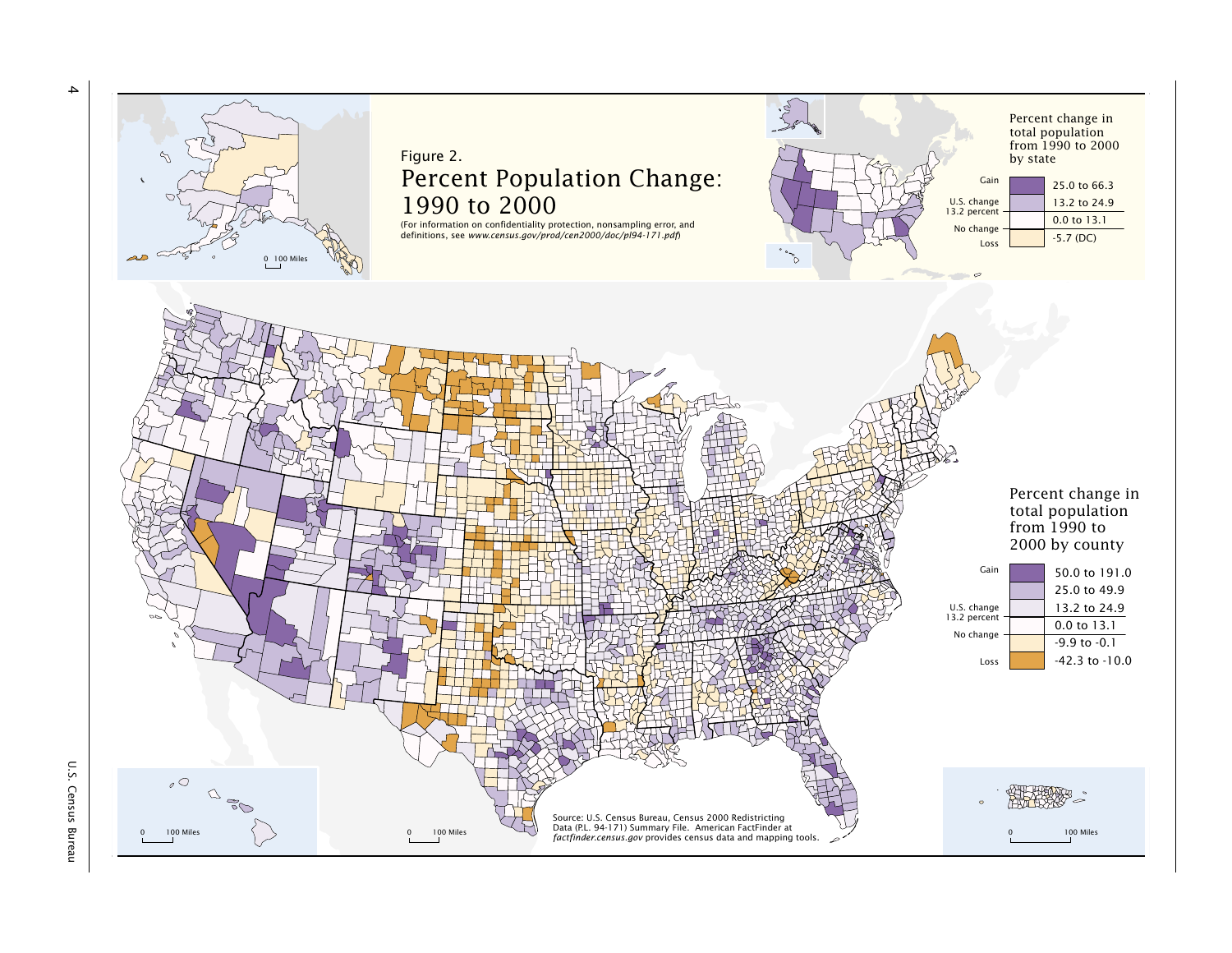Figure 2.

# Percent Population Change: 1990 to 2000

(For information on confidentiality protection, nonsampling error, and definitions, see *www.census.gov/prod/cen2000/doc/pl94-171.pdf*)

Percent change in total population from 1990 to 2000 by state

| | |
|---|---|
| Gain | 25.0 to 66.3 |
| | 13.2 to 24.9 |
| U.S. change 13.2 percent | |
| | 0.0 to 13.1 |
| No change | |
| Loss | -5.7 (DC) |

Percent change in total population from 1990 to 2000 by county

| | |
|---|---|
| Gain | 50.0 to 191.0 |
| | 25.0 to 49.9 |
| | 13.2 to 24.9 |
| U.S. change 13.2 percent | |
| | 0.0 to 13.1 |
| No change | |
| | -9.9 to -0.1 |
| Loss | -42.3 to -10.0 |

0 100 Miles

Source: U.S. Census Bureau, Census 2000 Redistricting Data (P.L. 94-171) Summary File. American FactFinder at *factfinder.census.gov* provides census data and mapping tools.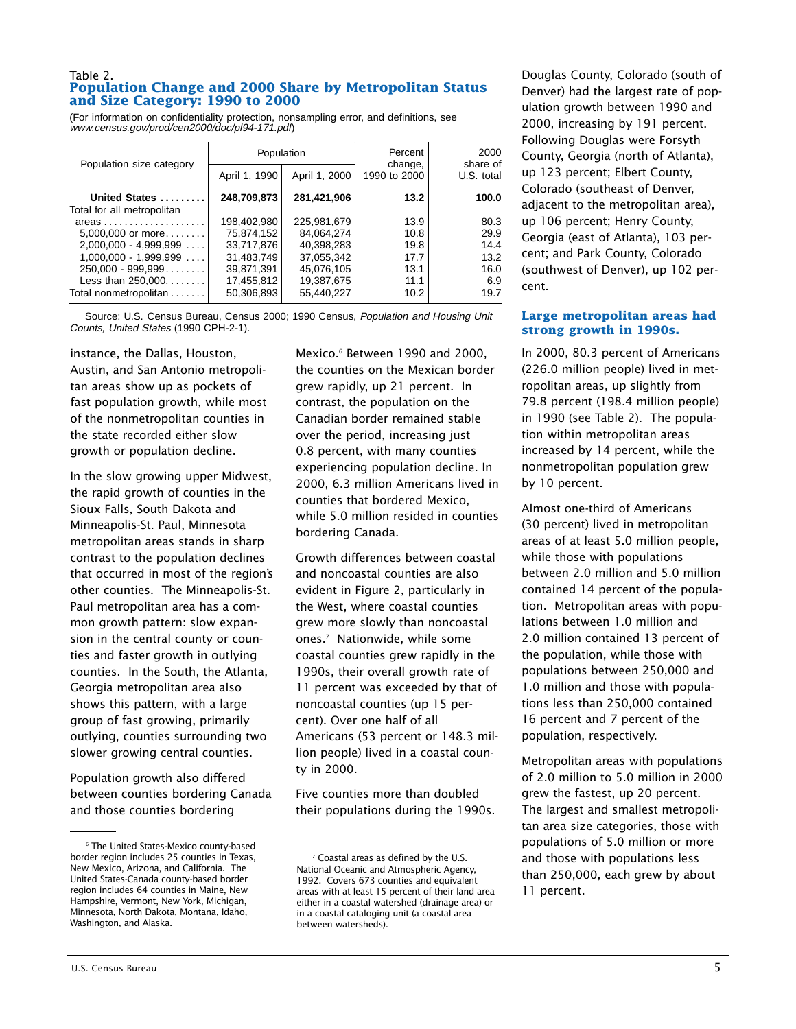Table 2.

## Population Change and 2000 Share by Metropolitan Status and Size Category: 1990 to 2000

(For information on confidentiality protection, nonsampling error, and definitions, see *www.census.gov/prod/cen2000/doc/pl94-171.pdf*)

| Population size category | Population | | Percent change, 1990 to 2000 | 2000 share of U.S. total |
|---|---|---|---|---|
| | April 1, 1990 | April 1, 2000 | | |
| **United States** | **248,709,873** | **281,421,906** | **13.2** | **100.0** |
| Total for all metropolitan areas | 198,402,980 | 225,981,679 | 13.9 | 80.3 |
| 5,000,000 or more | 75,874,152 | 84,064,274 | 10.8 | 29.9 |
| 2,000,000 - 4,999,999 | 33,717,876 | 40,398,283 | 19.8 | 14.4 |
| 1,000,000 - 1,999,999 | 31,483,749 | 37,055,342 | 17.7 | 13.2 |
| 250,000 - 999,999 | 39,871,391 | 45,076,105 | 13.1 | 16.0 |
| Less than 250,000 | 17,455,812 | 19,387,675 | 11.1 | 6.9 |
| Total nonmetropolitan | 50,306,893 | 55,440,227 | 10.2 | 19.7 |

Source: U.S. Census Bureau, Census 2000; 1990 Census, *Population and Housing Unit Counts, United States* (1990 CPH-2-1).

instance, the Dallas, Houston, Austin, and San Antonio metropolitan areas show up as pockets of fast population growth, while most of the nonmetropolitan counties in the state recorded either slow growth or population decline.

In the slow growing upper Midwest, the rapid growth of counties in the Sioux Falls, South Dakota and Minneapolis-St. Paul, Minnesota metropolitan areas stands in sharp contrast to the population declines that occurred in most of the region's other counties. The Minneapolis-St. Paul metropolitan area has a common growth pattern: slow expansion in the central county or counties and faster growth in outlying counties. In the South, the Atlanta, Georgia metropolitan area also shows this pattern, with a large group of fast growing, primarily outlying, counties surrounding two slower growing central counties.

Population growth also differed between counties bordering Canada and those counties bordering Mexico.[6] Between 1990 and 2000, the counties on the Mexican border grew rapidly, up 21 percent. In contrast, the population on the Canadian border remained stable over the period, increasing just 0.8 percent, with many counties experiencing population decline. In 2000, 6.3 million Americans lived in counties that bordered Mexico, while 5.0 million resided in counties bordering Canada.

Growth differences between coastal and noncoastal counties are also evident in Figure 2, particularly in the West, where coastal counties grew more slowly than noncoastal ones.[7] Nationwide, while some coastal counties grew rapidly in the 1990s, their overall growth rate of 11 percent was exceeded by that of noncoastal counties (up 15 percent). Over one half of all Americans (53 percent or 148.3 million people) lived in a coastal county in 2000.

Five counties more than doubled their populations during the 1990s. Douglas County, Colorado (south of Denver) had the largest rate of population growth between 1990 and 2000, increasing by 191 percent. Following Douglas were Forsyth County, Georgia (north of Atlanta), up 123 percent; Elbert County, Colorado (southeast of Denver, adjacent to the metropolitan area), up 106 percent; Henry County, Georgia (east of Atlanta), 103 percent; and Park County, Colorado (southwest of Denver), up 102 percent.

### Large metropolitan areas had strong growth in 1990s.

In 2000, 80.3 percent of Americans (226.0 million people) lived in metropolitan areas, up slightly from 79.8 percent (198.4 million people) in 1990 (see Table 2). The population within metropolitan areas increased by 14 percent, while the nonmetropolitan population grew by 10 percent.

Almost one-third of Americans (30 percent) lived in metropolitan areas of at least 5.0 million people, while those with populations between 2.0 million and 5.0 million contained 14 percent of the population. Metropolitan areas with populations between 1.0 million and 2.0 million contained 13 percent of the population, while those with populations between 250,000 and 1.0 million and those with populations less than 250,000 contained 16 percent and 7 percent of the population, respectively.

Metropolitan areas with populations of 2.0 million to 5.0 million in 2000 grew the fastest, up 20 percent. The largest and smallest metropolitan area size categories, those with populations of 5.0 million or more and those with populations less than 250,000, each grew by about 11 percent.

---

[6] The United States-Mexico county-based border region includes 25 counties in Texas, New Mexico, Arizona, and California. The United States-Canada county-based border region includes 64 counties in Maine, New Hampshire, Vermont, New York, Michigan, Minnesota, North Dakota, Montana, Idaho, Washington, and Alaska.

[7] Coastal areas as defined by the U.S. National Oceanic and Atmospheric Agency, 1992. Covers 673 counties and equivalent areas with at least 15 percent of their land area either in a coastal watershed (drainage area) or in a coastal cataloging unit (a coastal area between watersheds).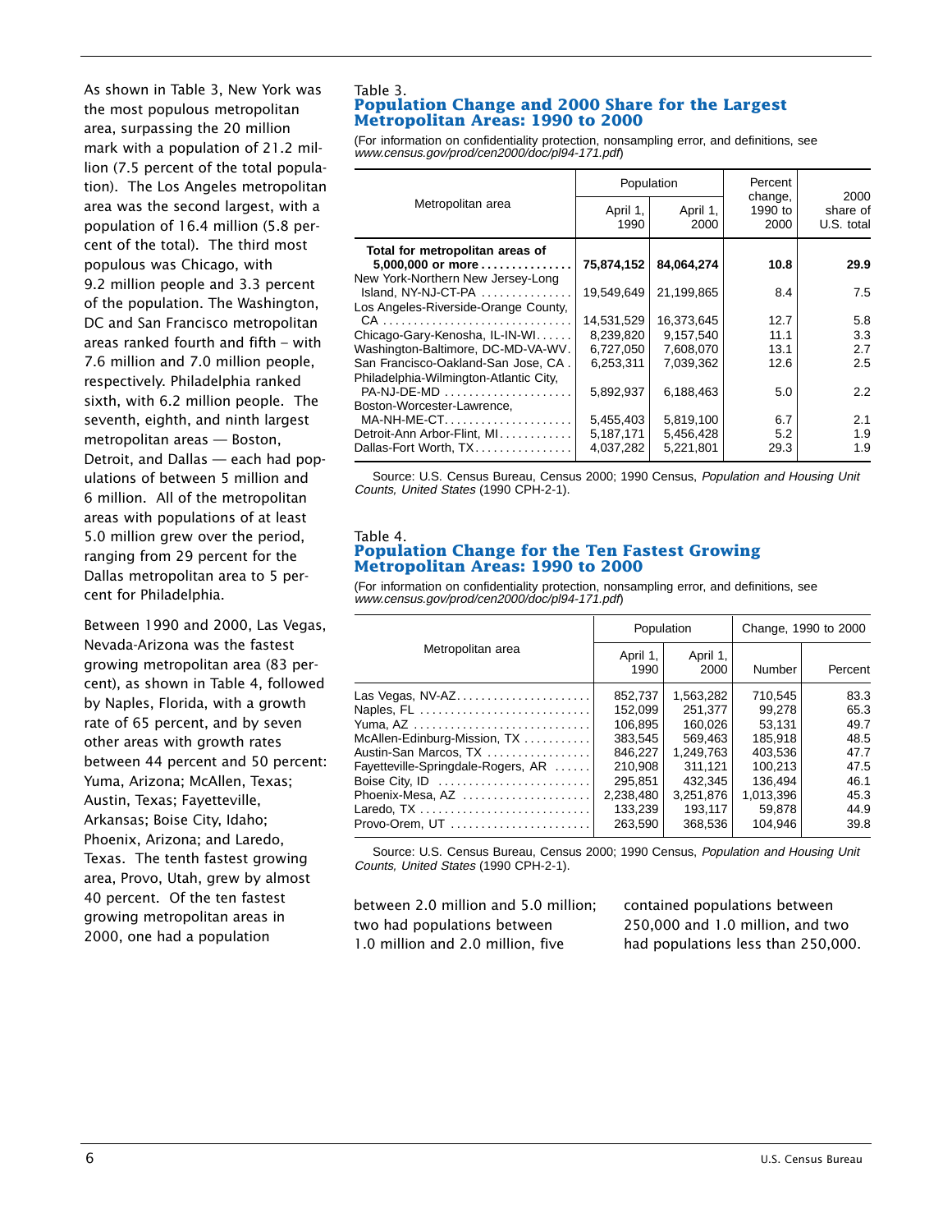As shown in Table 3, New York was the most populous metropolitan area, surpassing the 20 million mark with a population of 21.2 million (7.5 percent of the total population). The Los Angeles metropolitan area was the second largest, with a population of 16.4 million (5.8 percent of the total). The third most populous was Chicago, with 9.2 million people and 3.3 percent of the population. The Washington, DC and San Francisco metropolitan areas ranked fourth and fifth – with 7.6 million and 7.0 million people, respectively. Philadelphia ranked sixth, with 6.2 million people. The seventh, eighth, and ninth largest metropolitan areas — Boston, Detroit, and Dallas — each had populations of between 5 million and 6 million. All of the metropolitan areas with populations of at least 5.0 million grew over the period, ranging from 29 percent for the Dallas metropolitan area to 5 percent for Philadelphia.

Between 1990 and 2000, Las Vegas, Nevada-Arizona was the fastest growing metropolitan area (83 percent), as shown in Table 4, followed by Naples, Florida, with a growth rate of 65 percent, and by seven other areas with growth rates between 44 percent and 50 percent: Yuma, Arizona; McAllen, Texas; Austin, Texas; Fayetteville, Arkansas; Boise City, Idaho; Phoenix, Arizona; and Laredo, Texas. The tenth fastest growing area, Provo, Utah, grew by almost 40 percent. Of the ten fastest growing metropolitan areas in 2000, one had a population between 2.0 million and 5.0 million; two had populations between 1.0 million and 2.0 million, five contained populations between 250,000 and 1.0 million, and two had populations less than 250,000.

Table 3.
## Population Change and 2000 Share for the Largest Metropolitan Areas: 1990 to 2000

(For information on confidentiality protection, nonsampling error, and definitions, see *www.census.gov/prod/cen2000/doc/pl94-171.pdf*)

| Metropolitan area | Population | | Percent change, 1990 to 2000 | 2000 share of U.S. total |
|---|---|---|---|---|
| | April 1, 1990 | April 1, 2000 | | |
| **Total for metropolitan areas of 5,000,000 or more** | **75,874,152** | **84,064,274** | **10.8** | **29.9** |
| New York-Northern New Jersey-Long Island, NY-NJ-CT-PA | 19,549,649 | 21,199,865 | 8.4 | 7.5 |
| Los Angeles-Riverside-Orange County, CA | 14,531,529 | 16,373,645 | 12.7 | 5.8 |
| Chicago-Gary-Kenosha, IL-IN-WI | 8,239,820 | 9,157,540 | 11.1 | 3.3 |
| Washington-Baltimore, DC-MD-VA-WV | 6,727,050 | 7,608,070 | 13.1 | 2.7 |
| San Francisco-Oakland-San Jose, CA | 6,253,311 | 7,039,362 | 12.6 | 2.5 |
| Philadelphia-Wilmington-Atlantic City, PA-NJ-DE-MD | 5,892,937 | 6,188,463 | 5.0 | 2.2 |
| Boston-Worcester-Lawrence, MA-NH-ME-CT | 5,455,403 | 5,819,100 | 6.7 | 2.1 |
| Detroit-Ann Arbor-Flint, MI | 5,187,171 | 5,456,428 | 5.2 | 1.9 |
| Dallas-Fort Worth, TX | 4,037,282 | 5,221,801 | 29.3 | 1.9 |

Source: U.S. Census Bureau, Census 2000; 1990 Census, *Population and Housing Unit Counts, United States* (1990 CPH-2-1).

Table 4.
## Population Change for the Ten Fastest Growing Metropolitan Areas: 1990 to 2000

(For information on confidentiality protection, nonsampling error, and definitions, see *www.census.gov/prod/cen2000/doc/pl94-171.pdf*)

| Metropolitan area | Population | | Change, 1990 to 2000 | |
|---|---|---|---|---|
| | April 1, 1990 | April 1, 2000 | Number | Percent |
| Las Vegas, NV-AZ | 852,737 | 1,563,282 | 710,545 | 83.3 |
| Naples, FL | 152,099 | 251,377 | 99,278 | 65.3 |
| Yuma, AZ | 106,895 | 160,026 | 53,131 | 49.7 |
| McAllen-Edinburg-Mission, TX | 383,545 | 569,463 | 185,918 | 48.5 |
| Austin-San Marcos, TX | 846,227 | 1,249,763 | 403,536 | 47.7 |
| Fayetteville-Springdale-Rogers, AR | 210,908 | 311,121 | 100,213 | 47.5 |
| Boise City, ID | 295,851 | 432,345 | 136,494 | 46.1 |
| Phoenix-Mesa, AZ | 2,238,480 | 3,251,876 | 1,013,396 | 45.3 |
| Laredo, TX | 133,239 | 193,117 | 59,878 | 44.9 |
| Provo-Orem, UT | 263,590 | 368,536 | 104,946 | 39.8 |

Source: U.S. Census Bureau, Census 2000; 1990 Census, *Population and Housing Unit Counts, United States* (1990 CPH-2-1).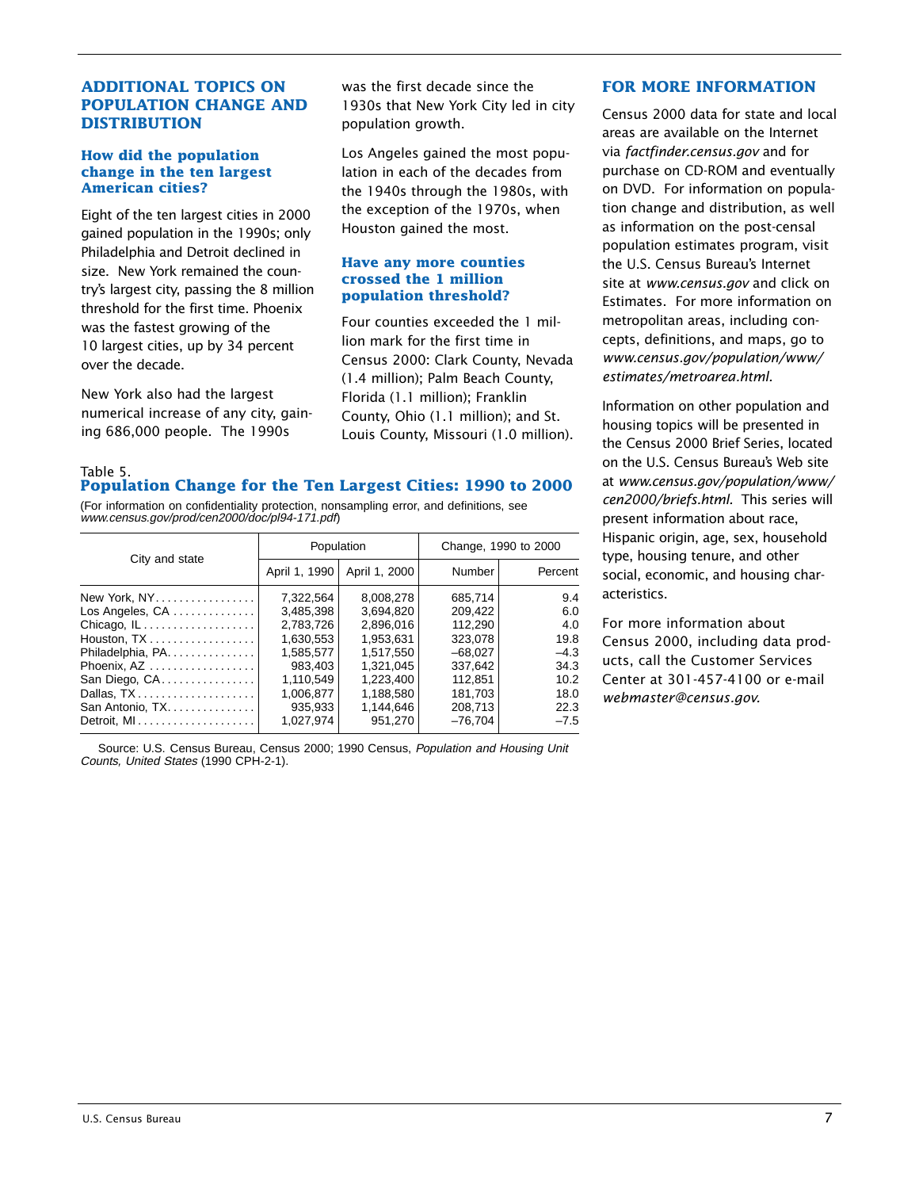## ADDITIONAL TOPICS ON POPULATION CHANGE AND DISTRIBUTION

### How did the population change in the ten largest American cities?

Eight of the ten largest cities in 2000 gained population in the 1990s; only Philadelphia and Detroit declined in size. New York remained the country's largest city, passing the 8 million threshold for the first time. Phoenix was the fastest growing of the 10 largest cities, up by 34 percent over the decade.

New York also had the largest numerical increase of any city, gaining 686,000 people. The 1990s was the first decade since the 1930s that New York City led in city population growth.

Los Angeles gained the most population in each of the decades from the 1940s through the 1980s, with the exception of the 1970s, when Houston gained the most.

### Have any more counties crossed the 1 million population threshold?

Four counties exceeded the 1 million mark for the first time in Census 2000: Clark County, Nevada (1.4 million); Palm Beach County, Florida (1.1 million); Franklin County, Ohio (1.1 million); and St. Louis County, Missouri (1.0 million).

Table 5.
**Population Change for the Ten Largest Cities: 1990 to 2000**

(For information on confidentiality protection, nonsampling error, and definitions, see *www.census.gov/prod/cen2000/doc/pl94-171.pdf*)

| City and state | Population | | Change, 1990 to 2000 | |
|---|---|---|---|---|
| | April 1, 1990 | April 1, 2000 | Number | Percent |
| New York, NY | 7,322,564 | 8,008,278 | 685,714 | 9.4 |
| Los Angeles, CA | 3,485,398 | 3,694,820 | 209,422 | 6.0 |
| Chicago, IL | 2,783,726 | 2,896,016 | 112,290 | 4.0 |
| Houston, TX | 1,630,553 | 1,953,631 | 323,078 | 19.8 |
| Philadelphia, PA | 1,585,577 | 1,517,550 | –68,027 | –4.3 |
| Phoenix, AZ | 983,403 | 1,321,045 | 337,642 | 34.3 |
| San Diego, CA | 1,110,549 | 1,223,400 | 112,851 | 10.2 |
| Dallas, TX | 1,006,877 | 1,188,580 | 181,703 | 18.0 |
| San Antonio, TX | 935,933 | 1,144,646 | 208,713 | 22.3 |
| Detroit, MI | 1,027,974 | 951,270 | –76,704 | –7.5 |

Source: U.S. Census Bureau, Census 2000; 1990 Census, *Population and Housing Unit Counts, United States* (1990 CPH-2-1).

## FOR MORE INFORMATION

Census 2000 data for state and local areas are available on the Internet via *factfinder.census.gov* and for purchase on CD-ROM and eventually on DVD. For information on population change and distribution, as well as information on the post-censal population estimates program, visit the U.S. Census Bureau's Internet site at *www.census.gov* and click on Estimates. For more information on metropolitan areas, including concepts, definitions, and maps, go to *www.census.gov/population/www/estimates/metroarea.html*.

Information on other population and housing topics will be presented in the Census 2000 Brief Series, located on the U.S. Census Bureau's Web site at *www.census.gov/population/www/cen2000/briefs.html*. This series will present information about race, Hispanic origin, age, sex, household type, housing tenure, and other social, economic, and housing characteristics.

For more information about Census 2000, including data products, call the Customer Services Center at 301-457-4100 or e-mail *webmaster@census.gov*.